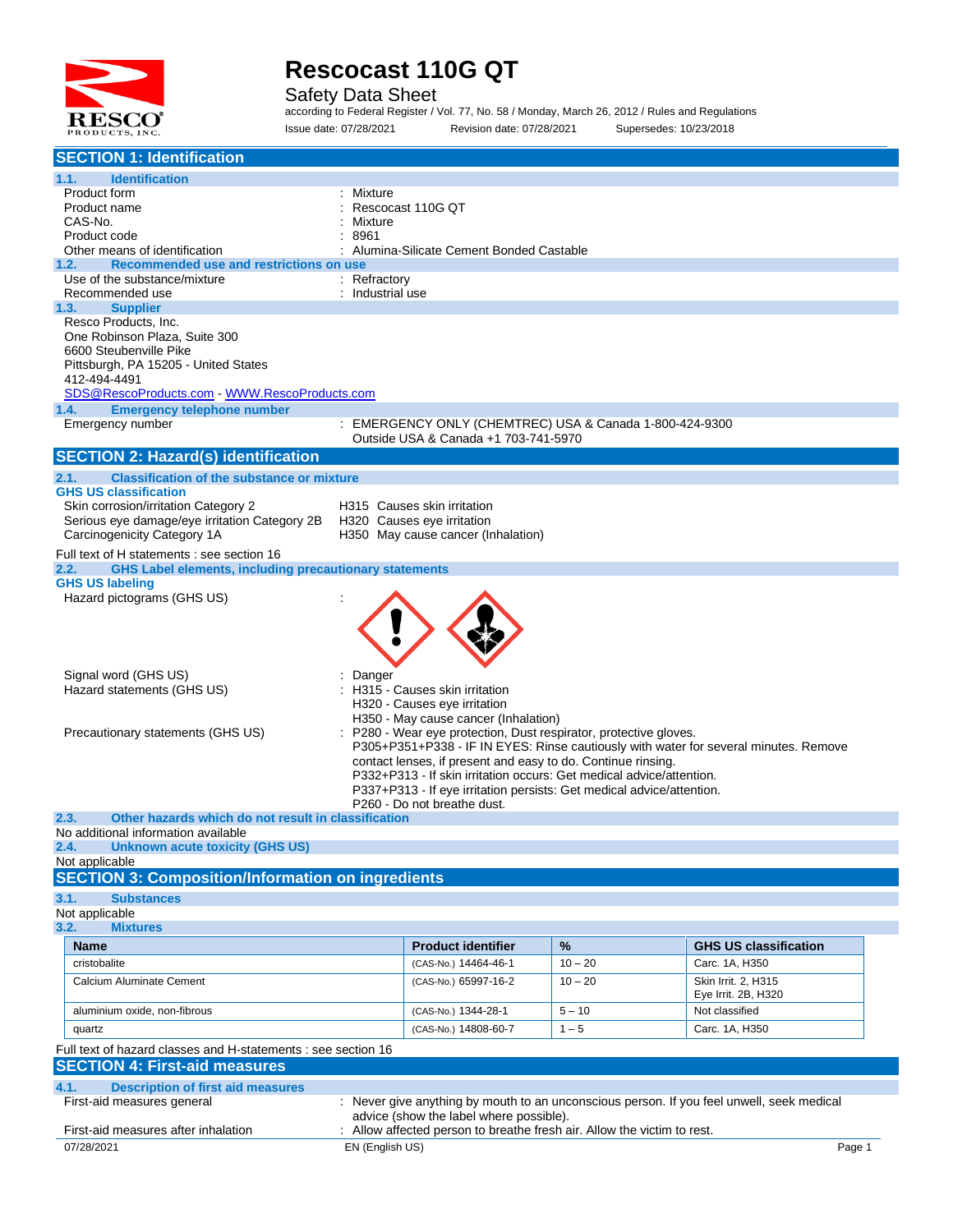# Rescocast 110G QT

Safety Data Sheet

according to Federal Register / Vol. 77, No. 58 / Monday, March 26, 2012 / Rules and Regulations

Issue date: 07/28/2021 Revision date: 07/28/2021 Supersedes: 10/23/2018

## SECTION 1: Identification

### 1.1. Identification

| | |
|---|---|
| Product form | : Mixture |
| Product name | : Rescocast 110G QT |
| CAS-No. | : Mixture |
| Product code | : 8961 |
| Other means of identification | : Alumina-Silicate Cement Bonded Castable |

### 1.2. Recommended use and restrictions on use

| | |
|---|---|
| Use of the substance/mixture | : Refractory |
| Recommended use | : Industrial use |

### 1.3. Supplier

Resco Products, Inc.
One Robinson Plaza, Suite 300
6600 Steubenville Pike
Pittsburgh, PA 15205 - United States
412-494-4491
SDS@RescoProducts.com - WWW.RescoProducts.com

### 1.4. Emergency telephone number

| | |
|---|---|
| Emergency number | : EMERGENCY ONLY (CHEMTREC) USA & Canada 1-800-424-9300<br>Outside USA & Canada +1 703-741-5970 |

## SECTION 2: Hazard(s) identification

### 2.1. Classification of the substance or mixture

**GHS US classification**

| | |
|---|---|
| Skin corrosion/irritation Category 2 | H315 Causes skin irritation |
| Serious eye damage/eye irritation Category 2B | H320 Causes eye irritation |
| Carcinogenicity Category 1A | H350 May cause cancer (Inhalation) |

Full text of H statements : see section 16

### 2.2. GHS Label elements, including precautionary statements

**GHS US labeling**

Hazard pictograms (GHS US) :

Signal word (GHS US) : Danger

Hazard statements (GHS US) :
- H315 - Causes skin irritation
- H320 - Causes eye irritation
- H350 - May cause cancer (Inhalation)

Precautionary statements (GHS US) :
- P280 - Wear eye protection, Dust respirator, protective gloves.
- P305+P351+P338 - IF IN EYES: Rinse cautiously with water for several minutes. Remove contact lenses, if present and easy to do. Continue rinsing.
- P332+P313 - If skin irritation occurs: Get medical advice/attention.
- P337+P313 - If eye irritation persists: Get medical advice/attention.
- P260 - Do not breathe dust.

### 2.3. Other hazards which do not result in classification

No additional information available

### 2.4. Unknown acute toxicity (GHS US)

Not applicable

## SECTION 3: Composition/Information on ingredients

### 3.1. Substances

Not applicable

### 3.2. Mixtures

| Name | Product identifier | % | GHS US classification |
|---|---|---|---|
| cristobalite | (CAS-No.) 14464-46-1 | 10 – 20 | Carc. 1A, H350 |
| Calcium Aluminate Cement | (CAS-No.) 65997-16-2 | 10 – 20 | Skin Irrit. 2, H315<br>Eye Irrit. 2B, H320 |
| aluminium oxide, non-fibrous | (CAS-No.) 1344-28-1 | 5 – 10 | Not classified |
| quartz | (CAS-No.) 14808-60-7 | 1 – 5 | Carc. 1A, H350 |

Full text of hazard classes and H-statements : see section 16

## SECTION 4: First-aid measures

### 4.1. Description of first aid measures

| | |
|---|---|
| First-aid measures general | : Never give anything by mouth to an unconscious person. If you feel unwell, seek medical advice (show the label where possible). |
| First-aid measures after inhalation | : Allow affected person to breathe fresh air. Allow the victim to rest. |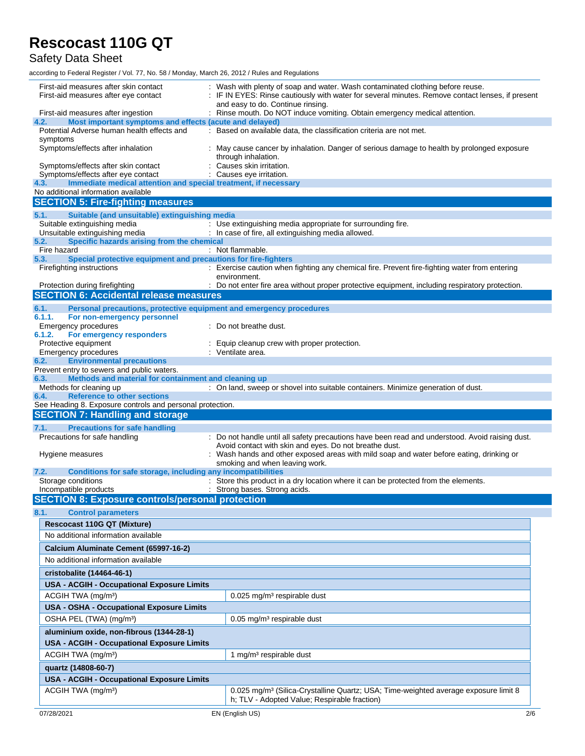| | |
|---|---|
| First-aid measures after skin contact | : Wash with plenty of soap and water. Wash contaminated clothing before reuse. |
| First-aid measures after eye contact | : IF IN EYES: Rinse cautiously with water for several minutes. Remove contact lenses, if present and easy to do. Continue rinsing. |
| First-aid measures after ingestion | : Rinse mouth. Do NOT induce vomiting. Obtain emergency medical attention. |

### 4.2. Most important symptoms and effects (acute and delayed)

| | |
|---|---|
| Potential Adverse human health effects and symptoms | : Based on available data, the classification criteria are not met. |
| Symptoms/effects after inhalation | : May cause cancer by inhalation. Danger of serious damage to health by prolonged exposure through inhalation. |
| Symptoms/effects after skin contact | : Causes skin irritation. |
| Symptoms/effects after eye contact | : Causes eye irritation. |

### 4.3. Immediate medical attention and special treatment, if necessary

No additional information available

## SECTION 5: Fire-fighting measures

### 5.1. Suitable (and unsuitable) extinguishing media

| | |
|---|---|
| Suitable extinguishing media | : Use extinguishing media appropriate for surrounding fire. |
| Unsuitable extinguishing media | : In case of fire, all extinguishing media allowed. |

### 5.2. Specific hazards arising from the chemical

| | |
|---|---|
| Fire hazard | : Not flammable. |

### 5.3. Special protective equipment and precautions for fire-fighters

| | |
|---|---|
| Firefighting instructions | : Exercise caution when fighting any chemical fire. Prevent fire-fighting water from entering environment. |
| Protection during firefighting | : Do not enter fire area without proper protective equipment, including respiratory protection. |

## SECTION 6: Accidental release measures

### 6.1. Personal precautions, protective equipment and emergency procedures

#### 6.1.1. For non-emergency personnel

| | |
|---|---|
| Emergency procedures | : Do not breathe dust. |

#### 6.1.2. For emergency responders

| | |
|---|---|
| Protective equipment | : Equip cleanup crew with proper protection. |
| Emergency procedures | : Ventilate area. |

### 6.2. Environmental precautions

Prevent entry to sewers and public waters.

### 6.3. Methods and material for containment and cleaning up

| | |
|---|---|
| Methods for cleaning up | : On land, sweep or shovel into suitable containers. Minimize generation of dust. |

### 6.4. Reference to other sections

See Heading 8. Exposure controls and personal protection.

## SECTION 7: Handling and storage

### 7.1. Precautions for safe handling

| | |
|---|---|
| Precautions for safe handling | : Do not handle until all safety precautions have been read and understood. Avoid raising dust. Avoid contact with skin and eyes. Do not breathe dust. |
| Hygiene measures | : Wash hands and other exposed areas with mild soap and water before eating, drinking or smoking and when leaving work. |

### 7.2. Conditions for safe storage, including any incompatibilities

| | |
|---|---|
| Storage conditions | : Store this product in a dry location where it can be protected from the elements. |
| Incompatible products | : Strong bases. Strong acids. |

## SECTION 8: Exposure controls/personal protection

### 8.1. Control parameters

| | |
|---|---|
| **Rescocast 110G QT (Mixture)** | |
| No additional information available | |
| **Calcium Aluminate Cement (65997-16-2)** | |
| No additional information available | |
| **cristobalite (14464-46-1)** | |
| **USA - ACGIH - Occupational Exposure Limits** | |
| ACGIH TWA (mg/m³) | 0.025 mg/m³ respirable dust |
| **USA - OSHA - Occupational Exposure Limits** | |
| OSHA PEL (TWA) (mg/m³) | 0.05 mg/m³ respirable dust |
| **aluminium oxide, non-fibrous (1344-28-1)** | |
| **USA - ACGIH - Occupational Exposure Limits** | |
| ACGIH TWA (mg/m³) | 1 mg/m³ respirable dust |
| **quartz (14808-60-7)** | |
| **USA - ACGIH - Occupational Exposure Limits** | |
| ACGIH TWA (mg/m³) | 0.025 mg/m³ (Silica-Crystalline Quartz; USA; Time-weighted average exposure limit 8 h; TLV - Adopted Value; Respirable fraction) |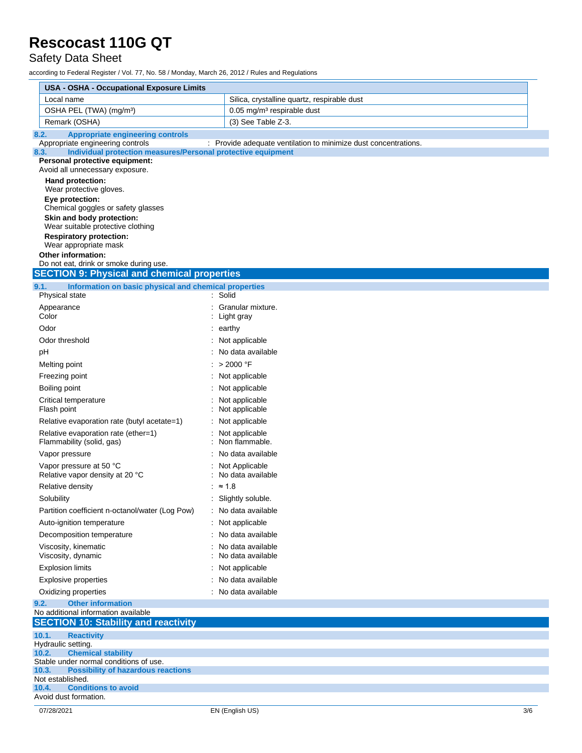| USA - OSHA - Occupational Exposure Limits | |
|---|---|
| Local name | Silica, crystalline quartz, respirable dust |
| OSHA PEL (TWA) (mg/m³) | 0.05 mg/m³ respirable dust |
| Remark (OSHA) | (3) See Table Z-3. |

### 8.2. Appropriate engineering controls

Appropriate engineering controls : Provide adequate ventilation to minimize dust concentrations.

### 8.3. Individual protection measures/Personal protective equipment

**Personal protective equipment:**

Avoid all unnecessary exposure.

**Hand protection:**

Wear protective gloves.

**Eye protection:**

Chemical goggles or safety glasses

**Skin and body protection:**

Wear suitable protective clothing

**Respiratory protection:**

Wear appropriate mask

**Other information:**

Do not eat, drink or smoke during use.

## SECTION 9: Physical and chemical properties

### 9.1. Information on basic physical and chemical properties

| | |
|---|---|
| Physical state | : Solid |
| Appearance | : Granular mixture. |
| Color | : Light gray |
| Odor | : earthy |
| Odor threshold | : Not applicable |
| pH | : No data available |
| Melting point | : > 2000 °F |
| Freezing point | : Not applicable |
| Boiling point | : Not applicable |
| Critical temperature | : Not applicable |
| Flash point | : Not applicable |
| Relative evaporation rate (butyl acetate=1) | : Not applicable |
| Relative evaporation rate (ether=1) | : Not applicable |
| Flammability (solid, gas) | : Non flammable. |
| Vapor pressure | : No data available |
| Vapor pressure at 50 °C | : Not Applicable |
| Relative vapor density at 20 °C | : No data available |
| Relative density | : ≈ 1.8 |
| Solubility | : Slightly soluble. |
| Partition coefficient n-octanol/water (Log Pow) | : No data available |
| Auto-ignition temperature | : Not applicable |
| Decomposition temperature | : No data available |
| Viscosity, kinematic | : No data available |
| Viscosity, dynamic | : No data available |
| Explosion limits | : Not applicable |
| Explosive properties | : No data available |
| Oxidizing properties | : No data available |

### 9.2. Other information

No additional information available

## SECTION 10: Stability and reactivity

### 10.1. Reactivity

Hydraulic setting.

### 10.2. Chemical stability

Stable under normal conditions of use.

### 10.3. Possibility of hazardous reactions

Not established.

### 10.4. Conditions to avoid

Avoid dust formation.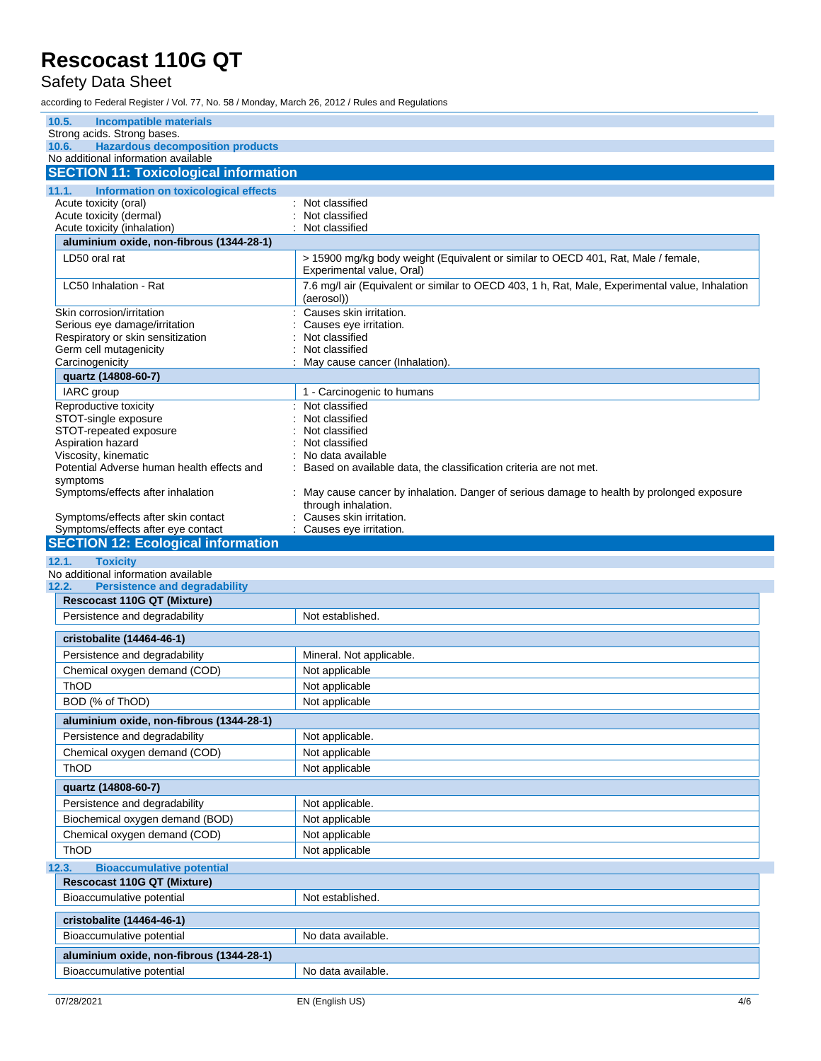### 10.5. Incompatible materials

Strong acids. Strong bases.

### 10.6. Hazardous decomposition products

No additional information available

## SECTION 11: Toxicological information

### 11.1. Information on toxicological effects

Acute toxicity (oral) : Not classified
Acute toxicity (dermal) : Not classified
Acute toxicity (inhalation) : Not classified

| aluminium oxide, non-fibrous (1344-28-1) | |
|---|---|
| LD50 oral rat | > 15900 mg/kg body weight (Equivalent or similar to OECD 401, Rat, Male / female, Experimental value, Oral) |
| LC50 Inhalation - Rat | 7.6 mg/l air (Equivalent or similar to OECD 403, 1 h, Rat, Male, Experimental value, Inhalation (aerosol)) |

Skin corrosion/irritation : Causes skin irritation.
Serious eye damage/irritation : Causes eye irritation.
Respiratory or skin sensitization : Not classified
Germ cell mutagenicity : Not classified
Carcinogenicity : May cause cancer (Inhalation).

| quartz (14808-60-7) | |
|---|---|
| IARC group | 1 - Carcinogenic to humans |

Reproductive toxicity : Not classified
STOT-single exposure : Not classified
STOT-repeated exposure : Not classified
Aspiration hazard : Not classified
Viscosity, kinematic : No data available
Potential Adverse human health effects and symptoms : Based on available data, the classification criteria are not met.
Symptoms/effects after inhalation : May cause cancer by inhalation. Danger of serious damage to health by prolonged exposure through inhalation.
Symptoms/effects after skin contact : Causes skin irritation.
Symptoms/effects after eye contact : Causes eye irritation.

## SECTION 12: Ecological information

### 12.1. Toxicity

No additional information available

### 12.2. Persistence and degradability

| Rescocast 110G QT (Mixture) | |
|---|---|
| Persistence and degradability | Not established. |

| cristobalite (14464-46-1) | |
|---|---|
| Persistence and degradability | Mineral. Not applicable. |
| Chemical oxygen demand (COD) | Not applicable |
| ThOD | Not applicable |
| BOD (% of ThOD) | Not applicable |

| aluminium oxide, non-fibrous (1344-28-1) | |
|---|---|
| Persistence and degradability | Not applicable. |
| Chemical oxygen demand (COD) | Not applicable |
| ThOD | Not applicable |

| quartz (14808-60-7) | |
|---|---|
| Persistence and degradability | Not applicable. |
| Biochemical oxygen demand (BOD) | Not applicable |
| Chemical oxygen demand (COD) | Not applicable |
| ThOD | Not applicable |

### 12.3. Bioaccumulative potential

| Rescocast 110G QT (Mixture) | |
|---|---|
| Bioaccumulative potential | Not established. |

| cristobalite (14464-46-1) | |
|---|---|
| Bioaccumulative potential | No data available. |

| aluminium oxide, non-fibrous (1344-28-1) | |
|---|---|
| Bioaccumulative potential | No data available. |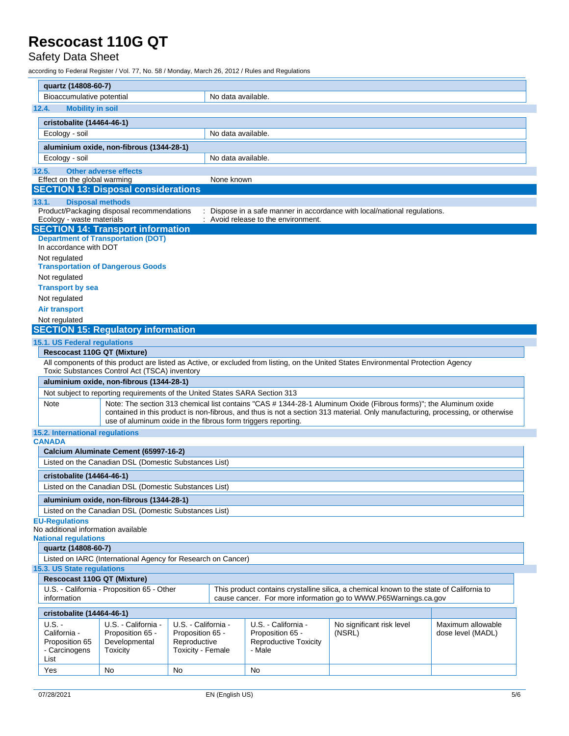| quartz (14808-60-7) | |
|---|---|
| Bioaccumulative potential | No data available. |

### 12.4. Mobility in soil

| cristobalite (14464-46-1) | |
|---|---|
| Ecology - soil | No data available. |

| aluminium oxide, non-fibrous (1344-28-1) | |
|---|---|
| Ecology - soil | No data available. |

### 12.5. Other adverse effects

Effect on the global warming : None known

## SECTION 13: Disposal considerations

### 13.1. Disposal methods

Product/Packaging disposal recommendations : Dispose in a safe manner in accordance with local/national regulations.

Ecology - waste materials : Avoid release to the environment.

## SECTION 14: Transport information

**Department of Transportation (DOT)**

In accordance with DOT

Not regulated

**Transportation of Dangerous Goods**

Not regulated

**Transport by sea**

Not regulated

**Air transport**

Not regulated

## SECTION 15: Regulatory information

### 15.1. US Federal regulations

| Rescocast 110G QT (Mixture) |
|---|
| All components of this product are listed as Active, or excluded from listing, on the United States Environmental Protection Agency Toxic Substances Control Act (TSCA) inventory |

| aluminium oxide, non-fibrous (1344-28-1) | |
|---|---|
| Not subject to reporting requirements of the United States SARA Section 313 | |
| Note | Note: The section 313 chemical list contains "CAS # 1344-28-1 Aluminum Oxide (Fibrous forms)"; the Aluminum oxide contained in this product is non-fibrous, and thus is not a section 313 material. Only manufacturing, processing, or otherwise use of aluminum oxide in the fibrous form triggers reporting. |

### 15.2. International regulations

**CANADA**

| Calcium Aluminate Cement (65997-16-2) |
|---|
| Listed on the Canadian DSL (Domestic Substances List) |

| cristobalite (14464-46-1) |
|---|
| Listed on the Canadian DSL (Domestic Substances List) |

| aluminium oxide, non-fibrous (1344-28-1) |
|---|
| Listed on the Canadian DSL (Domestic Substances List) |

**EU-Regulations**

No additional information available

**National regulations**

| quartz (14808-60-7) |
|---|
| Listed on IARC (International Agency for Research on Cancer) |

### 15.3. US State regulations

| Rescocast 110G QT (Mixture) | |
|---|---|
| U.S. - California - Proposition 65 - Other information | This product contains crystalline silica, a chemical known to the state of California to cause cancer. For more information go to WWW.P65Warnings.ca.gov |

| cristobalite (14464-46-1) | | | | | |
|---|---|---|---|---|---|
| U.S. - California - Proposition 65 - Carcinogens List | U.S. - California - Proposition 65 - Developmental Toxicity | U.S. - California - Proposition 65 - Reproductive Toxicity - Female | U.S. - California - Proposition 65 - Reproductive Toxicity - Male | No significant risk level (NSRL) | Maximum allowable dose level (MADL) |
| Yes | No | No | No | | |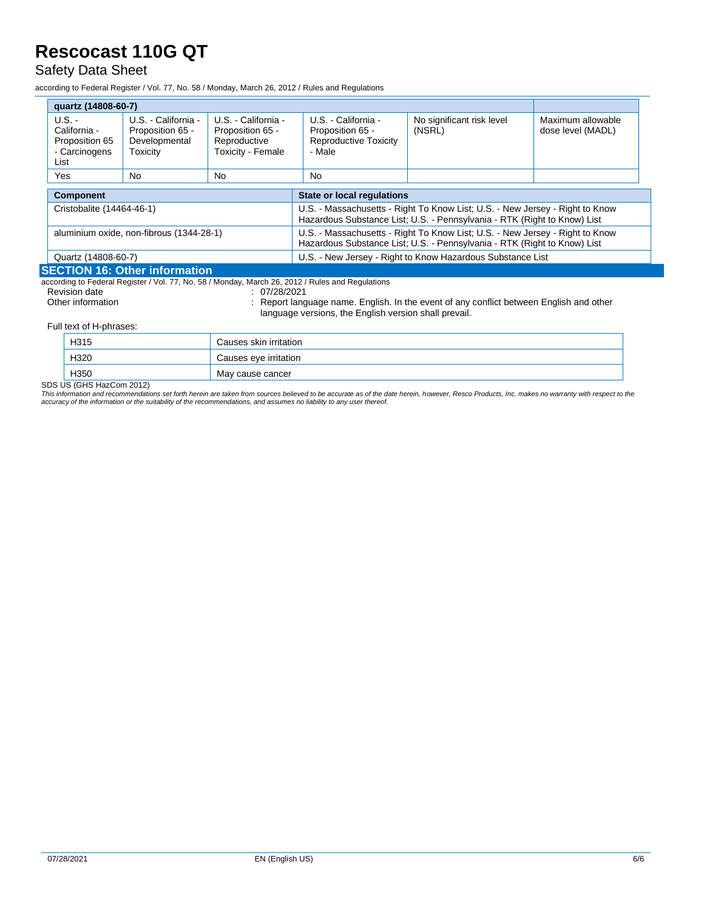| quartz (14808-60-7) | | | | | |
|---|---|---|---|---|---|
| U.S. - California - Proposition 65 - Carcinogens List | U.S. - California - Proposition 65 - Developmental Toxicity | U.S. - California - Proposition 65 - Reproductive Toxicity - Female | U.S. - California - Proposition 65 - Reproductive Toxicity - Male | No significant risk level (NSRL) | Maximum allowable dose level (MADL) |
| Yes | No | No | No | | |

| Component | State or local regulations |
|---|---|
| Cristobalite (14464-46-1) | U.S. - Massachusetts - Right To Know List; U.S. - New Jersey - Right to Know Hazardous Substance List; U.S. - Pennsylvania - RTK (Right to Know) List |
| aluminium oxide, non-fibrous (1344-28-1) | U.S. - Massachusetts - Right To Know List; U.S. - New Jersey - Right to Know Hazardous Substance List; U.S. - Pennsylvania - RTK (Right to Know) List |
| Quartz (14808-60-7) | U.S. - New Jersey - Right to Know Hazardous Substance List |

## SECTION 16: Other information

according to Federal Register / Vol. 77, No. 58 / Monday, March 26, 2012 / Rules and Regulations

Revision date : 07/28/2021

Other information : Report language name. English. In the event of any conflict between English and other language versions, the English version shall prevail.

Full text of H-phrases:

| | |
|---|---|
| H315 | Causes skin irritation |
| H320 | Causes eye irritation |
| H350 | May cause cancer |

SDS US (GHS HazCom 2012)

*This information and recommendations set forth herein are taken from sources believed to be accurate as of the date herein, however, Resco Products, Inc. makes no warranty with respect to the accuracy of the information or the suitability of the recommendations, and assumes no liability to any user thereof.*